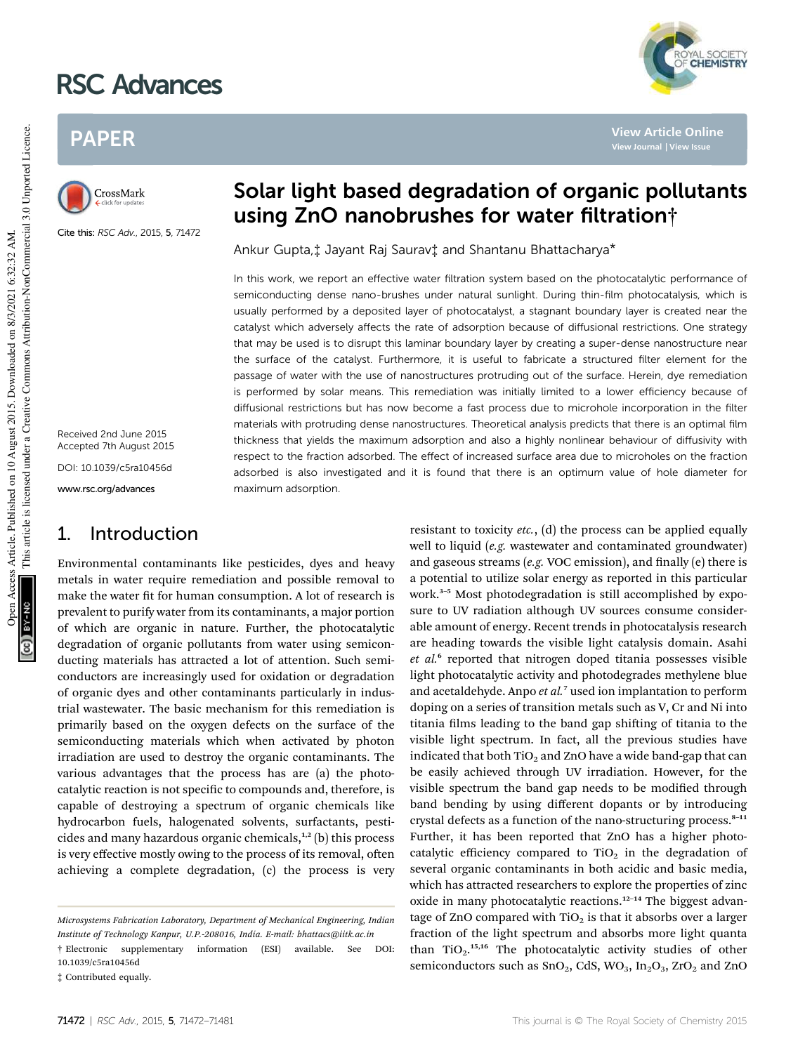# Solar light based degradation of organic pollutants using ZnO nanobrushes for water filtration†

Ankur Gupta,‡ Jayant Raj Saurav‡ and Shantanu Bhattacharya*

Cite this: RSC Adv., 2015, 5, 71472

Received 2nd June 2015
Accepted 7th August 2015

DOI: 10.1039/c5ra10456d

www.rsc.org/advances

In this work, we report an effective water filtration system based on the photocatalytic performance of semiconducting dense nano-brushes under natural sunlight. During thin-film photocatalysis, which is usually performed by a deposited layer of photocatalyst, a stagnant boundary layer is created near the catalyst which adversely affects the rate of adsorption because of diffusional restrictions. One strategy that may be used is to disrupt this laminar boundary layer by creating a super-dense nanostructure near the surface of the catalyst. Furthermore, it is useful to fabricate a structured filter element for the passage of water with the use of nanostructures protruding out of the surface. Herein, dye remediation is performed by solar means. This remediation was initially limited to a lower efficiency because of diffusional restrictions but has now become a fast process due to microhole incorporation in the filter materials with protruding dense nanostructures. Theoretical analysis predicts that there is an optimal film thickness that yields the maximum adsorption and also a highly nonlinear behaviour of diffusivity with respect to the fraction adsorbed. The effect of increased surface area due to microholes on the fraction adsorbed is also investigated and it is found that there is an optimum value of hole diameter for maximum adsorption.

## 1. Introduction

Environmental contaminants like pesticides, dyes and heavy metals in water require remediation and possible removal to make the water fit for human consumption. A lot of research is prevalent to purify water from its contaminants, a major portion of which are organic in nature. Further, the photocatalytic degradation of organic pollutants from water using semiconducting materials has attracted a lot of attention. Such semiconductors are increasingly used for oxidation or degradation of organic dyes and other contaminants particularly in industrial wastewater. The basic mechanism for this remediation is primarily based on the oxygen defects on the surface of the semiconducting materials which when activated by photon irradiation are used to destroy the organic contaminants. The various advantages that the process has are (a) the photocatalytic reaction is not specific to compounds and, therefore, is capable of destroying a spectrum of organic chemicals like hydrocarbon fuels, halogenated solvents, surfactants, pesticides and many hazardous organic chemicals,[1,2] (b) this process is very effective mostly owing to the process of its removal, often achieving a complete degradation, (c) the process is very resistant to toxicity *etc.*, (d) the process can be applied equally well to liquid (*e.g.* wastewater and contaminated groundwater) and gaseous streams (*e.g.* VOC emission), and finally (e) there is a potential to utilize solar energy as reported in this particular work.[3–5] Most photodegradation is still accomplished by exposure to UV radiation although UV sources consume considerable amount of energy. Recent trends in photocatalysis research are heading towards the visible light catalysis domain. Asahi *et al.*[6] reported that nitrogen doped titania possesses visible light photocatalytic activity and photodegrades methylene blue and acetaldehyde. Anpo *et al.*[7] used ion implantation to perform doping on a series of transition metals such as V, Cr and Ni into titania films leading to the band gap shifting of titania to the visible light spectrum. In fact, all the previous studies have indicated that both $TiO_2$ and ZnO have a wide band-gap that can be easily achieved through UV irradiation. However, for the visible spectrum the band gap needs to be modified through band bending by using different dopants or by introducing crystal defects as a function of the nano-structuring process.[8–11] Further, it has been reported that ZnO has a higher photocatalytic efficiency compared to $TiO_2$ in the degradation of several organic contaminants in both acidic and basic media, which has attracted researchers to explore the properties of zinc oxide in many photocatalytic reactions.[12–14] The biggest advantage of ZnO compared with $TiO_2$ is that it absorbs over a larger fraction of the light spectrum and absorbs more light quanta than $TiO_2$.[15,16] The photocatalytic activity studies of other semiconductors such as $SnO_2$, CdS, $WO_3$, $In_2O_3$, $ZrO_2$ and ZnO

---

*Microsystems Fabrication Laboratory, Department of Mechanical Engineering, Indian Institute of Technology Kanpur, U.P.-208016, India. E-mail: bhattacs@iitk.ac.in*

† Electronic supplementary information (ESI) available. See DOI: 10.1039/c5ra10456d

‡ Contributed equally.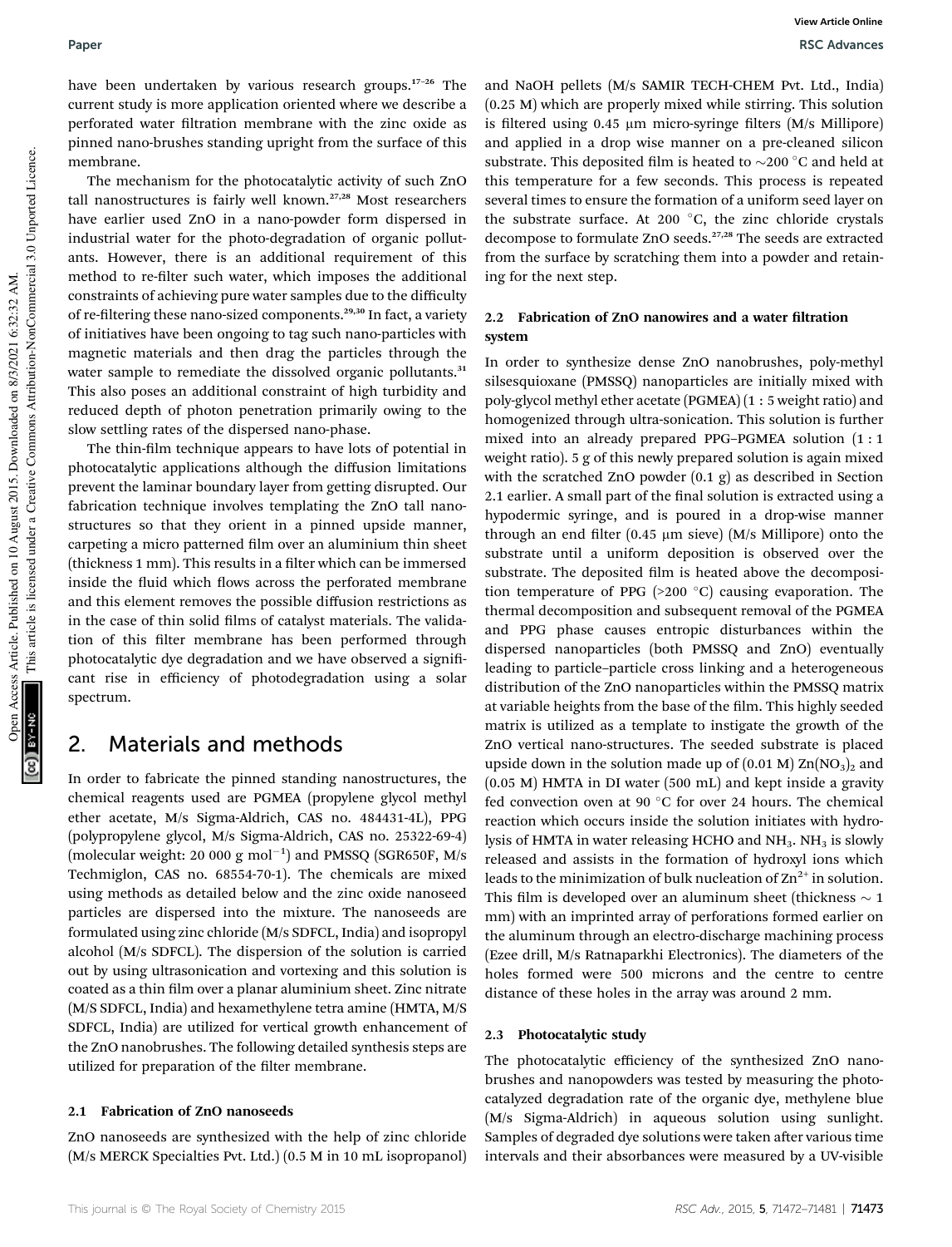have been undertaken by various research groups.[17–26] The current study is more application oriented where we describe a perforated water filtration membrane with the zinc oxide as pinned nano-brushes standing upright from the surface of this membrane.

The mechanism for the photocatalytic activity of such ZnO tall nanostructures is fairly well known.[27,28] Most researchers have earlier used ZnO in a nano-powder form dispersed in industrial water for the photo-degradation of organic pollutants. However, there is an additional requirement of this method to re-filter such water, which imposes the additional constraints of achieving pure water samples due to the difficulty of re-filtering these nano-sized components.[29,30] In fact, a variety of initiatives have been ongoing to tag such nano-particles with magnetic materials and then drag the particles through the water sample to remediate the dissolved organic pollutants.[31] This also poses an additional constraint of high turbidity and reduced depth of photon penetration primarily owing to the slow settling rates of the dispersed nano-phase.

The thin-film technique appears to have lots of potential in photocatalytic applications although the diffusion limitations prevent the laminar boundary layer from getting disrupted. Our fabrication technique involves templating the ZnO tall nanostructures so that they orient in a pinned upside manner, carpeting a micro patterned film over an aluminium thin sheet (thickness 1 mm). This results in a filter which can be immersed inside the fluid which flows across the perforated membrane and this element removes the possible diffusion restrictions as in the case of thin solid films of catalyst materials. The validation of this filter membrane has been performed through photocatalytic dye degradation and we have observed a significant rise in efficiency of photodegradation using a solar spectrum.

## 2. Materials and methods

In order to fabricate the pinned standing nanostructures, the chemical reagents used are PGMEA (propylene glycol methyl ether acetate, M/s Sigma-Aldrich, CAS no. 484431-4L), PPG (polypropylene glycol, M/s Sigma-Aldrich, CAS no. 25322-69-4) (molecular weight: 20 000 g $mol^{-1}$) and PMSSQ (SGR650F, M/s Techmiglon, CAS no. 68554-70-1). The chemicals are mixed using methods as detailed below and the zinc oxide nanoseed particles are dispersed into the mixture. The nanoseeds are formulated using zinc chloride (M/s SDFCL, India) and isopropyl alcohol (M/s SDFCL). The dispersion of the solution is carried out by using ultrasonication and vortexing and this solution is coated as a thin film over a planar aluminium sheet. Zinc nitrate (M/S SDFCL, India) and hexamethylene tetra amine (HMTA, M/S SDFCL, India) are utilized for vertical growth enhancement of the ZnO nanobrushes. The following detailed synthesis steps are utilized for preparation of the filter membrane.

### 2.1 Fabrication of ZnO nanoseeds

ZnO nanoseeds are synthesized with the help of zinc chloride (M/s MERCK Specialties Pvt. Ltd.) (0.5 M in 10 mL isopropanol) and NaOH pellets (M/s SAMIR TECH-CHEM Pvt. Ltd., India) (0.25 M) which are properly mixed while stirring. This solution is filtered using 0.45 μm micro-syringe filters (M/s Millipore) and applied in a drop wise manner on a pre-cleaned silicon substrate. This deposited film is heated to ~200 °C and held at this temperature for a few seconds. This process is repeated several times to ensure the formation of a uniform seed layer on the substrate surface. At 200 °C, the zinc chloride crystals decompose to formulate ZnO seeds.[27,28] The seeds are extracted from the surface by scratching them into a powder and retaining for the next step.

### 2.2 Fabrication of ZnO nanowires and a water filtration system

In order to synthesize dense ZnO nanobrushes, poly-methyl silsesquioxane (PMSSQ) nanoparticles are initially mixed with poly-glycol methyl ether acetate (PGMEA) (1 : 5 weight ratio) and homogenized through ultra-sonication. This solution is further mixed into an already prepared PPG–PGMEA solution (1 : 1 weight ratio). 5 g of this newly prepared solution is again mixed with the scratched ZnO powder (0.1 g) as described in Section 2.1 earlier. A small part of the final solution is extracted using a hypodermic syringe, and is poured in a drop-wise manner through an end filter (0.45 μm sieve) (M/s Millipore) onto the substrate until a uniform deposition is observed over the substrate. The deposited film is heated above the decomposition temperature of PPG (>200 °C) causing evaporation. The thermal decomposition and subsequent removal of the PGMEA and PPG phase causes entropic disturbances within the dispersed nanoparticles (both PMSSQ and ZnO) eventually leading to particle–particle cross linking and a heterogeneous distribution of the ZnO nanoparticles within the PMSSQ matrix at variable heights from the base of the film. This highly seeded matrix is utilized as a template to instigate the growth of the ZnO vertical nano-structures. The seeded substrate is placed upside down in the solution made up of (0.01 M) $Zn(NO_3)_2$ and (0.05 M) HMTA in DI water (500 mL) and kept inside a gravity fed convection oven at 90 °C for over 24 hours. The chemical reaction which occurs inside the solution initiates with hydrolysis of HMTA in water releasing HCHO and $NH_3$. $NH_3$ is slowly released and assists in the formation of hydroxyl ions which leads to the minimization of bulk nucleation of $Zn^{2+}$ in solution. This film is developed over an aluminum sheet (thickness ~ 1 mm) with an imprinted array of perforations formed earlier on the aluminum through an electro-discharge machining process (Ezee drill, M/s Ratnaparkhi Electronics). The diameters of the holes formed were 500 microns and the centre to centre distance of these holes in the array was around 2 mm.

### 2.3 Photocatalytic study

The photocatalytic efficiency of the synthesized ZnO nanobrushes and nanopowders was tested by measuring the photocatalyzed degradation rate of the organic dye, methylene blue (M/s Sigma-Aldrich) in aqueous solution using sunlight. Samples of degraded dye solutions were taken after various time intervals and their absorbances were measured by a UV-visible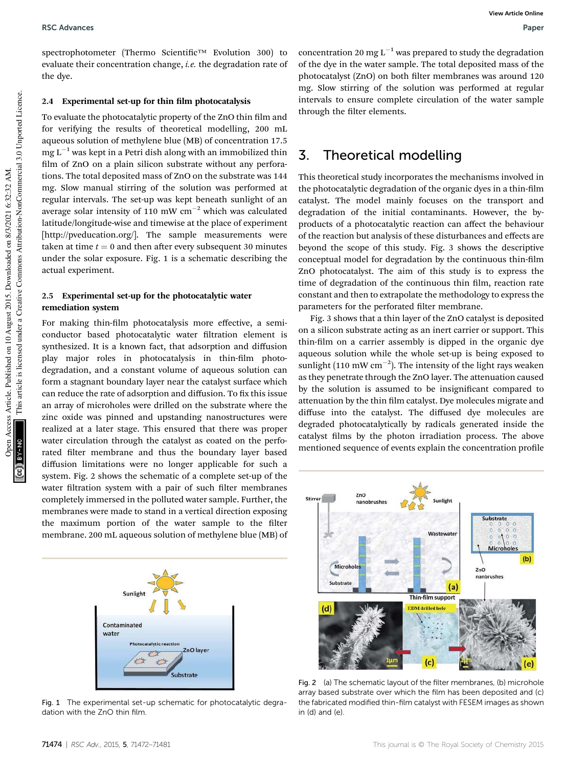spectrophotometer (Thermo Scientific™ Evolution 300) to evaluate their concentration change, *i.e.* the degradation rate of the dye.

### 2.4 Experimental set-up for thin film photocatalysis

To evaluate the photocatalytic property of the ZnO thin film and for verifying the results of theoretical modelling, 200 mL aqueous solution of methylene blue (MB) of concentration 17.5 mg $L^{-1}$ was kept in a Petri dish along with an immobilized thin film of ZnO on a plain silicon substrate without any perforations. The total deposited mass of ZnO on the substrate was 144 mg. Slow manual stirring of the solution was performed at regular intervals. The set-up was kept beneath sunlight of an average solar intensity of 110 mW $cm^{-2}$ which was calculated latitude/longitude-wise and timewise at the place of experiment [http://pveducation.org/]. The sample measurements were taken at time $t = 0$ and then after every subsequent 30 minutes under the solar exposure. Fig. 1 is a schematic describing the actual experiment.

### 2.5 Experimental set-up for the photocatalytic water remediation system

For making thin-film photocatalysis more effective, a semiconductor based photocatalytic water filtration element is synthesized. It is a known fact, that adsorption and diffusion play major roles in photocatalysis in thin-film photodegradation, and a constant volume of aqueous solution can form a stagnant boundary layer near the catalyst surface which can reduce the rate of adsorption and diffusion. To fix this issue an array of microholes were drilled on the substrate where the zinc oxide was pinned and upstanding nanostructures were realized at a later stage. This ensured that there was proper water circulation through the catalyst as coated on the perforated filter membrane and thus the boundary layer based diffusion limitations were no longer applicable for such a system. Fig. 2 shows the schematic of a complete set-up of the water filtration system with a pair of such filter membranes completely immersed in the polluted water sample. Further, the membranes were made to stand in a vertical direction exposing the maximum portion of the water sample to the filter membrane. 200 mL aqueous solution of methylene blue (MB) of concentration 20 mg $L^{-1}$ was prepared to study the degradation of the dye in the water sample. The total deposited mass of the photocatalyst (ZnO) on both filter membranes was around 120 mg. Slow stirring of the solution was performed at regular intervals to ensure complete circulation of the water sample through the filter elements.

Fig. 1 The experimental set-up schematic for photocatalytic degradation with the ZnO thin film.

## 3. Theoretical modelling

This theoretical study incorporates the mechanisms involved in the photocatalytic degradation of the organic dyes in a thin-film catalyst. The model mainly focuses on the transport and degradation of the initial contaminants. However, the by-products of a photocatalytic reaction can affect the behaviour of the reaction but analysis of these disturbances and effects are beyond the scope of this study. Fig. 3 shows the descriptive conceptual model for degradation by the continuous thin-film ZnO photocatalyst. The aim of this study is to express the time of degradation of the continuous thin film, reaction rate constant and then to extrapolate the methodology to express the parameters for the perforated filter membrane.

Fig. 3 shows that a thin layer of the ZnO catalyst is deposited on a silicon substrate acting as an inert carrier or support. This thin-film on a carrier assembly is dipped in the organic dye aqueous solution while the whole set-up is being exposed to sunlight (110 mW $cm^{-2}$). The intensity of the light rays weaken as they penetrate through the ZnO layer. The attenuation caused by the solution is assumed to be insignificant compared to attenuation by the thin film catalyst. Dye molecules migrate and diffuse into the catalyst. The diffused dye molecules are degraded photocatalytically by radicals generated inside the catalyst films by the photon irradiation process. The above mentioned sequence of events explain the concentration profile

Fig. 2 (a) The schematic layout of the filter membranes, (b) microhole array based substrate over which the film has been deposited and (c) the fabricated modified thin-film catalyst with FESEM images as shown in (d) and (e).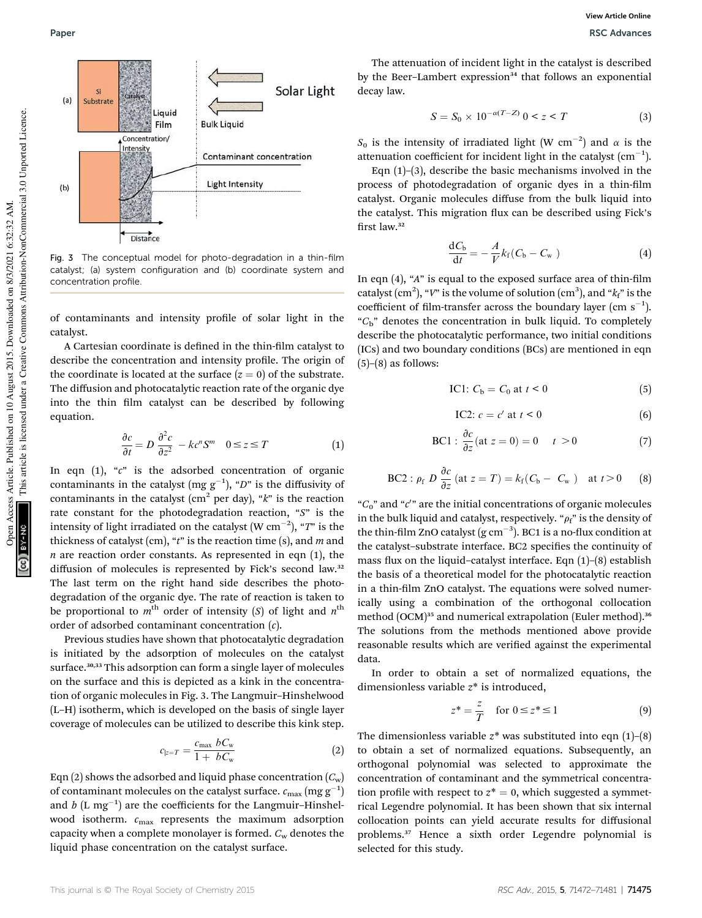Fig. 3 The conceptual model for photo-degradation in a thin-film catalyst; (a) system configuration and (b) coordinate system and concentration profile.

of contaminants and intensity profile of solar light in the catalyst.

A Cartesian coordinate is defined in the thin-film catalyst to describe the concentration and intensity profile. The origin of the coordinate is located at the surface ($z = 0$) of the substrate. The diffusion and photocatalytic reaction rate of the organic dye into the thin film catalyst can be described by following equation.

$$\frac{\partial c}{\partial t} = D\frac{\partial^2 c}{\partial z^2} - kc^n S^m \quad 0 \leq z \leq T \tag{1}$$

In eqn (1), "$c$" is the adsorbed concentration of organic contaminants in the catalyst (mg g$^{-1}$), "$D$" is the diffusivity of contaminants in the catalyst (cm$^2$ per day), "$k$" is the reaction rate constant for the photodegradation reaction, "$S$" is the intensity of light irradiated on the catalyst (W cm$^{-2}$), "$T$" is the thickness of catalyst (cm), "$t$" is the reaction time (s), and $m$ and $n$ are reaction order constants. As represented in eqn (1), the diffusion of molecules is represented by Fick's second law.[32] The last term on the right hand side describes the photodegradation of the organic dye. The rate of reaction is taken to be proportional to $m^{\text{th}}$ order of intensity ($S$) of light and $n^{\text{th}}$ order of adsorbed contaminant concentration ($c$).

Previous studies have shown that photocatalytic degradation is initiated by the adsorption of molecules on the catalyst surface.[30,33] This adsorption can form a single layer of molecules on the surface and this is depicted as a kink in the concentration of organic molecules in Fig. 3. The Langmuir–Hinshelwood (L–H) isotherm, which is developed on the basis of single layer coverage of molecules can be utilized to describe this kink step.

$$c|_{z=T} = \frac{c_{\max} bC_{\mathrm{w}}}{1 + bC_{\mathrm{w}}} \tag{2}$$

Eqn (2) shows the adsorbed and liquid phase concentration ($C_{\mathrm{w}}$) of contaminant molecules on the catalyst surface. $c_{\max}$ (mg g$^{-1}$) and $b$ (L mg$^{-1}$) are the coefficients for the Langmuir–Hinshelwood isotherm. $c_{\max}$ represents the maximum adsorption capacity when a complete monolayer is formed. $C_{\mathrm{w}}$ denotes the liquid phase concentration on the catalyst surface.

The attenuation of incident light in the catalyst is described by the Beer–Lambert expression[34] that follows an exponential decay law.

$$S = S_0 \times 10^{-\alpha(T-Z)} \; 0 < z < T \tag{3}$$

$S_0$ is the intensity of irradiated light (W cm$^{-2}$) and $\alpha$ is the attenuation coefficient for incident light in the catalyst (cm$^{-1}$).

Eqn (1)–(3), describe the basic mechanisms involved in the process of photodegradation of organic dyes in a thin-film catalyst. Organic molecules diffuse from the bulk liquid into the catalyst. This migration flux can be described using Fick's first law.[32]

$$\frac{\mathrm{d}C_{\mathrm{b}}}{\mathrm{d}t} = -\frac{A}{V}k_{\mathrm{f}}(C_{\mathrm{b}} - C_{\mathrm{w}}) \tag{4}$$

In eqn (4), "$A$" is equal to the exposed surface area of thin-film catalyst (cm$^2$), "$V$" is the volume of solution (cm$^3$), and "$k_{\mathrm{f}}$" is the coefficient of film-transfer across the boundary layer (cm s$^{-1}$). "$C_{\mathrm{b}}$" denotes the concentration in bulk liquid. To completely describe the photocatalytic performance, two initial conditions (ICs) and two boundary conditions (BCs) are mentioned in eqn (5)–(8) as follows:

$$\text{IC1: } C_{\mathrm{b}} = C_0 \text{ at } t < 0 \tag{5}$$

$$\text{IC2: } c = c' \text{ at } t < 0 \tag{6}$$

$$\text{BC1}: \frac{\partial c}{\partial z}(\text{at } z = 0) = 0 \quad t > 0 \tag{7}$$

$$\text{BC2}: \rho_{\mathrm{f}}\, D\frac{\partial c}{\partial z}(\text{at } z = T) = k_{\mathrm{f}}(C_{\mathrm{b}} - C_{\mathrm{w}}) \quad \text{at } t > 0 \tag{8}$$

"$C_0$" and "$c'$" are the initial concentrations of organic molecules in the bulk liquid and catalyst, respectively. "$\rho_{\mathrm{f}}$" is the density of the thin-film ZnO catalyst (g cm$^{-3}$). BC1 is a no-flux condition at the catalyst–substrate interface. BC2 specifies the continuity of mass flux on the liquid–catalyst interface. Eqn (1)–(8) establish the basis of a theoretical model for the photocatalytic reaction in a thin-film ZnO catalyst. The equations were solved numerically using a combination of the orthogonal collocation method (OCM)[35] and numerical extrapolation (Euler method).[36] The solutions from the methods mentioned above provide reasonable results which are verified against the experimental data.

In order to obtain a set of normalized equations, the dimensionless variable $z^*$ is introduced,

$$z^* = \frac{z}{T} \quad \text{for } 0 \leq z^* \leq 1 \tag{9}$$

The dimensionless variable $z^*$ was substituted into eqn (1)–(8) to obtain a set of normalized equations. Subsequently, an orthogonal polynomial was selected to approximate the concentration of contaminant and the symmetrical concentration profile with respect to $z^* = 0$, which suggested a symmetrical Legendre polynomial. It has been shown that six internal collocation points can yield accurate results for diffusional problems.[37] Hence a sixth order Legendre polynomial is selected for this study.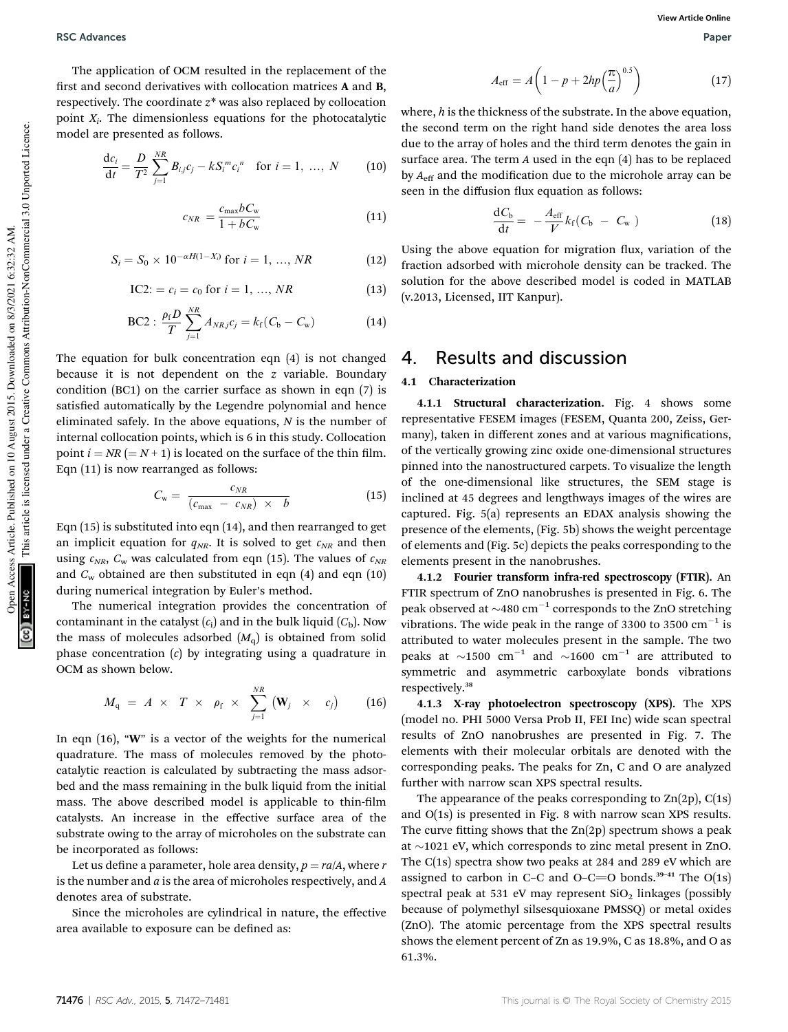The application of OCM resulted in the replacement of the first and second derivatives with collocation matrices **A** and **B**, respectively. The coordinate $z^*$ was also replaced by collocation point $X_i$. The dimensionless equations for the photocatalytic model are presented as follows.

$$\frac{\mathrm{d}c_i}{\mathrm{d}t} = \frac{D}{T^2}\sum_{j=1}^{NR} B_{i,j}c_j - kS_i^{\ m}c_i^{\ n} \quad \text{for } i = 1, \ldots, N \tag{10}$$

$$c_{NR} = \frac{c_{\max}bC_{\mathrm{w}}}{1 + bC_{\mathrm{w}}} \tag{11}$$

$$S_i = S_0 \times 10^{-\alpha H(1-X_i)} \text{ for } i = 1, \ldots, NR \tag{12}$$

$$\text{IC2:} = c_i = c_0 \text{ for } i = 1, \ldots, NR \tag{13}$$

$$\text{BC2}: \frac{\rho_{\mathrm{f}}D}{T}\sum_{j=1}^{NR} A_{NR,j}c_j = k_{\mathrm{f}}(C_{\mathrm{b}} - C_{\mathrm{w}}) \tag{14}$$

The equation for bulk concentration eqn (4) is not changed because it is not dependent on the $z$ variable. Boundary condition (BC1) on the carrier surface as shown in eqn (7) is satisfied automatically by the Legendre polynomial and hence eliminated safely. In the above equations, $N$ is the number of internal collocation points, which is 6 in this study. Collocation point $i = NR (= N + 1)$ is located on the surface of the thin film. Eqn (11) is now rearranged as follows:

$$C_{\mathrm{w}} = \frac{c_{NR}}{(c_{\max} - c_{NR}) \times b} \tag{15}$$

Eqn (15) is substituted into eqn (14), and then rearranged to get an implicit equation for $q_{NR}$. It is solved to get $c_{NR}$ and then using $c_{NR}$, $C_{\mathrm{w}}$ was calculated from eqn (15). The values of $c_{NR}$ and $C_{\mathrm{w}}$ obtained are then substituted in eqn (4) and eqn (10) during numerical integration by Euler's method.

The numerical integration provides the concentration of contaminant in the catalyst ($c_i$) and in the bulk liquid ($C_{\mathrm{b}}$). Now the mass of molecules adsorbed ($M_{\mathrm{q}}$) is obtained from solid phase concentration ($c$) by integrating using a quadrature in OCM as shown below.

$$M_{\mathrm{q}} = A \times T \times \rho_{\mathrm{f}} \times \sum_{j=1}^{NR} (\mathbf{W}_j \times c_j) \tag{16}$$

In eqn (16), "**W**" is a vector of the weights for the numerical quadrature. The mass of molecules removed by the photocatalytic reaction is calculated by subtracting the mass adsorbed and the mass remaining in the bulk liquid from the initial mass. The above described model is applicable to thin-film catalysts. An increase in the effective surface area of the substrate owing to the array of microholes on the substrate can be incorporated as follows:

Let us define a parameter, hole area density, $p = ra/A$, where $r$ is the number and $a$ is the area of microholes respectively, and $A$ denotes area of substrate.

Since the microholes are cylindrical in nature, the effective area available to exposure can be defined as:

$$A_{\mathrm{eff}} = A\left(1 - p + 2hp\left(\frac{\pi}{a}\right)^{0.5}\right) \tag{17}$$

where, $h$ is the thickness of the substrate. In the above equation, the second term on the right hand side denotes the area loss due to the array of holes and the third term denotes the gain in surface area. The term $A$ used in the eqn (4) has to be replaced by $A_{\mathrm{eff}}$ and the modification due to the microhole array can be seen in the diffusion flux equation as follows:

$$\frac{\mathrm{d}C_{\mathrm{b}}}{\mathrm{d}t} = -\frac{A_{\mathrm{eff}}}{V}k_{\mathrm{f}}(C_{\mathrm{b}} - C_{\mathrm{w}}) \tag{18}$$

Using the above equation for migration flux, variation of the fraction adsorbed with microhole density can be tracked. The solution for the above described model is coded in MATLAB (v.2013, Licensed, IIT Kanpur).

# 4. Results and discussion

## 4.1 Characterization

**4.1.1 Structural characterization.** Fig. 4 shows some representative FESEM images (FESEM, Quanta 200, Zeiss, Germany), taken in different zones and at various magnifications, of the vertically growing zinc oxide one-dimensional structures pinned into the nanostructured carpets. To visualize the length of the one-dimensional like structures, the SEM stage is inclined at 45 degrees and lengthways images of the wires are captured. Fig. 5(a) represents an EDAX analysis showing the presence of the elements, (Fig. 5b) shows the weight percentage of elements and (Fig. 5c) depicts the peaks corresponding to the elements present in the nanobrushes.

**4.1.2 Fourier transform infra-red spectroscopy (FTIR).** An FTIR spectrum of ZnO nanobrushes is presented in Fig. 6. The peak observed at ~480 cm$^{-1}$ corresponds to the ZnO stretching vibrations. The wide peak in the range of 3300 to 3500 cm$^{-1}$ is attributed to water molecules present in the sample. The two peaks at ~1500 cm$^{-1}$ and ~1600 cm$^{-1}$ are attributed to symmetric and asymmetric carboxylate bonds vibrations respectively.[38]

**4.1.3 X-ray photoelectron spectroscopy (XPS).** The XPS (model no. PHI 5000 Versa Prob II, FEI Inc) wide scan spectral results of ZnO nanobrushes are presented in Fig. 7. The elements with their molecular orbitals are denoted with the corresponding peaks. The peaks for Zn, C and O are analyzed further with narrow scan XPS spectral results.

The appearance of the peaks corresponding to Zn(2p), C(1s) and O(1s) is presented in Fig. 8 with narrow scan XPS results. The curve fitting shows that the Zn(2p) spectrum shows a peak at ~1021 eV, which corresponds to zinc metal present in ZnO. The C(1s) spectra show two peaks at 284 and 289 eV which are assigned to carbon in C–C and O–C=O bonds.[39–41] The O(1s) spectral peak at 531 eV may represent $SiO_2$ linkages (possibly because of polymethyl silsesquioxane PMSSQ) or metal oxides (ZnO). The atomic percentage from the XPS spectral results shows the element percent of Zn as 19.9%, C as 18.8%, and O as 61.3%.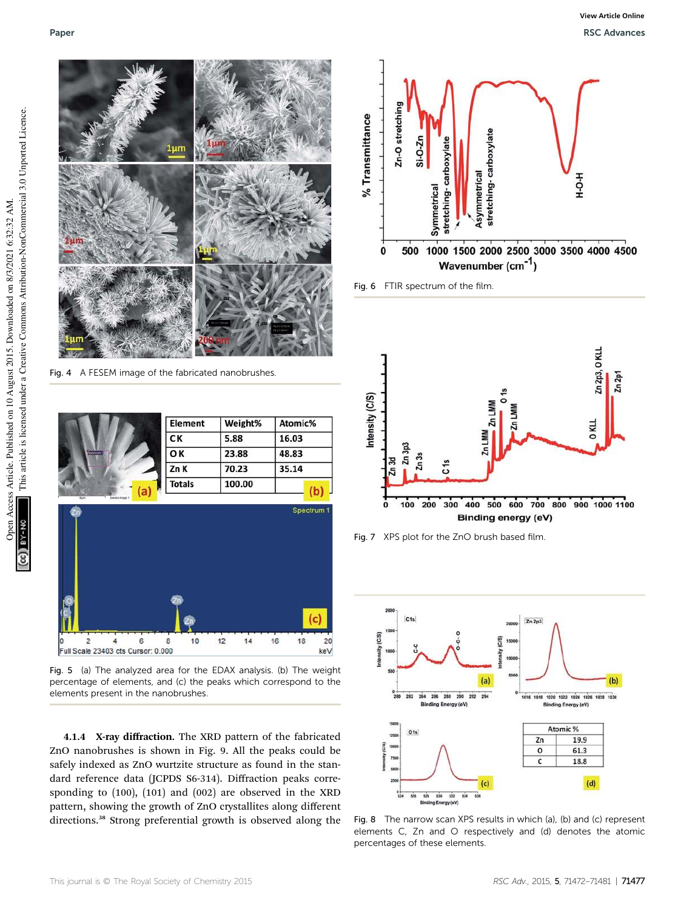Fig. 4 A FESEM image of the fabricated nanobrushes.

| Element | Weight% | Atomic% |
|---|---|---|
| C K | 5.88 | 16.03 |
| O K | 23.88 | 48.83 |
| Zn K | 70.23 | 35.14 |
| Totals | 100.00 | |

Fig. 5 (a) The analyzed area for the EDAX analysis. (b) The weight percentage of elements, and (c) the peaks which correspond to the elements present in the nanobrushes.

**4.1.4 X-ray diffraction.** The XRD pattern of the fabricated ZnO nanobrushes is shown in Fig. 9. All the peaks could be safely indexed as ZnO wurtzite structure as found in the standard reference data (JCPDS 56-314). Diffraction peaks corresponding to (100), (101) and (002) are observed in the XRD pattern, showing the growth of ZnO crystallites along different directions.[38] Strong preferential growth is observed along the

Fig. 6 FTIR spectrum of the film.

Fig. 7 XPS plot for the ZnO brush based film.

| Atomic % | |
|---|---|
| Zn | 19.9 |
| O | 61.3 |
| C | 18.8 |

Fig. 8 The narrow scan XPS results in which (a), (b) and (c) represent elements C, Zn and O respectively and (d) denotes the atomic percentages of these elements.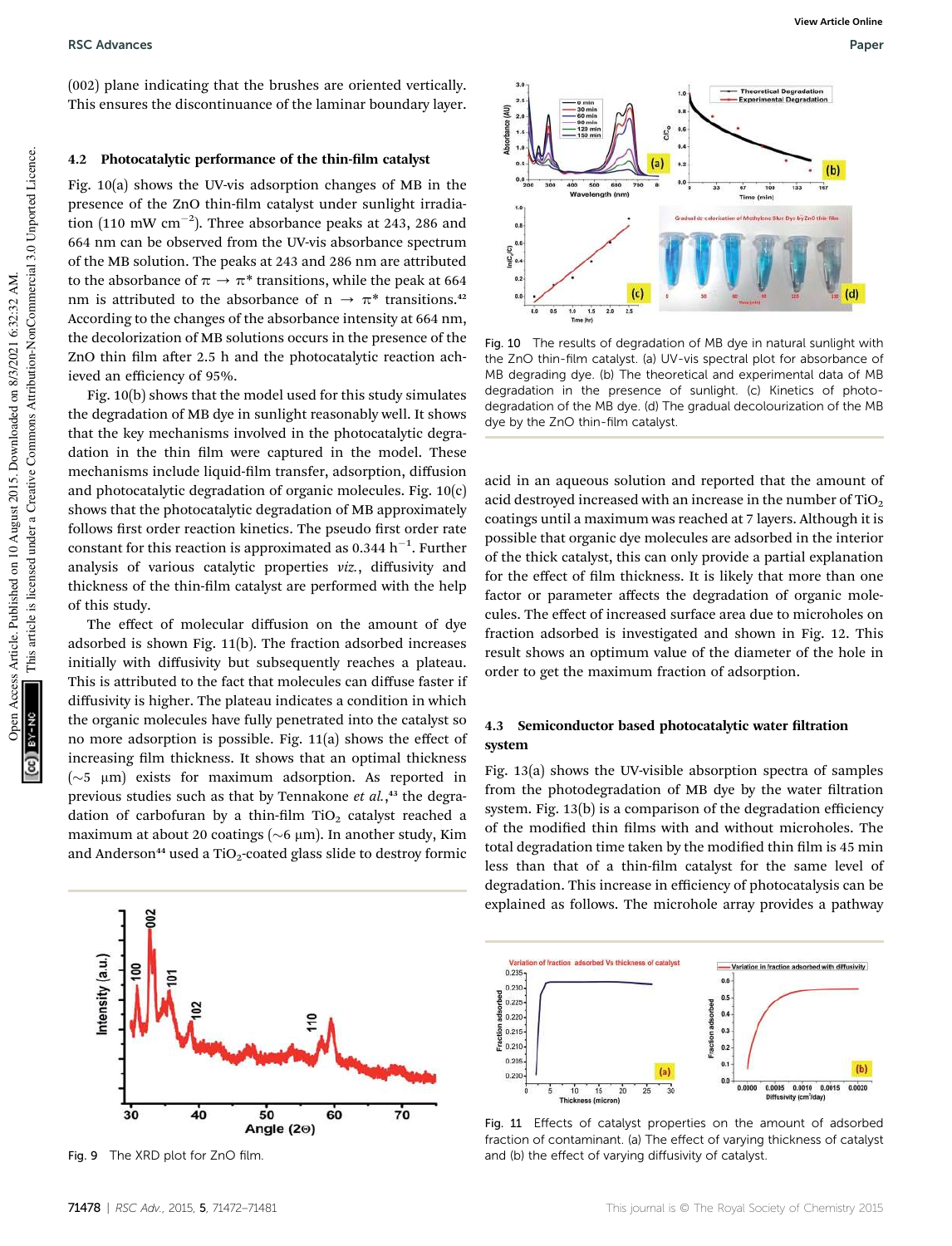(002) plane indicating that the brushes are oriented vertically. This ensures the discontinuance of the laminar boundary layer.

### 4.2 Photocatalytic performance of the thin-film catalyst

Fig. 10(a) shows the UV-vis adsorption changes of MB in the presence of the ZnO thin-film catalyst under sunlight irradiation (110 mW $cm^{-2}$). Three absorbance peaks at 243, 286 and 664 nm can be observed from the UV-vis absorbance spectrum of the MB solution. The peaks at 243 and 286 nm are attributed to the absorbance of $\pi \rightarrow \pi^*$ transitions, while the peak at 664 nm is attributed to the absorbance of $n \rightarrow \pi^*$ transitions.[42] According to the changes of the absorbance intensity at 664 nm, the decolorization of MB solutions occurs in the presence of the ZnO thin film after 2.5 h and the photocatalytic reaction achieved an efficiency of 95%.

Fig. 10(b) shows that the model used for this study simulates the degradation of MB dye in sunlight reasonably well. It shows that the key mechanisms involved in the photocatalytic degradation in the thin film were captured in the model. These mechanisms include liquid-film transfer, adsorption, diffusion and photocatalytic degradation of organic molecules. Fig. 10(c) shows that the photocatalytic degradation of MB approximately follows first order reaction kinetics. The pseudo first order rate constant for this reaction is approximated as 0.344 $h^{-1}$. Further analysis of various catalytic properties *viz.*, diffusivity and thickness of the thin-film catalyst are performed with the help of this study.

The effect of molecular diffusion on the amount of dye adsorbed is shown Fig. 11(b). The fraction adsorbed increases initially with diffusivity but subsequently reaches a plateau. This is attributed to the fact that molecules can diffuse faster if diffusivity is higher. The plateau indicates a condition in which the organic molecules have fully penetrated into the catalyst so no more adsorption is possible. Fig. 11(a) shows the effect of increasing film thickness. It shows that an optimal thickness (~5 μm) exists for maximum adsorption. As reported in previous studies such as that by Tennakone *et al.*,[43] the degradation of carbofuran by a thin-film $TiO_2$ catalyst reached a maximum at about 20 coatings (~6 μm). In another study, Kim and Anderson[44] used a $TiO_2$-coated glass slide to destroy formic acid in an aqueous solution and reported that the amount of acid destroyed increased with an increase in the number of $TiO_2$ coatings until a maximum was reached at 7 layers. Although it is possible that organic dye molecules are adsorbed in the interior of the thick catalyst, this can only provide a partial explanation for the effect of film thickness. It is likely that more than one factor or parameter affects the degradation of organic molecules. The effect of increased surface area due to microholes on fraction adsorbed is investigated and shown in Fig. 12. This result shows an optimum value of the diameter of the hole in order to get the maximum fraction of adsorption.

Fig. 10 The results of degradation of MB dye in natural sunlight with the ZnO thin-film catalyst. (a) UV-vis spectral plot for absorbance of MB degrading dye. (b) The theoretical and experimental data of MB degradation in the presence of sunlight. (c) Kinetics of photodegradation of the MB dye. (d) The gradual decolourization of the MB dye by the ZnO thin-film catalyst.

### 4.3 Semiconductor based photocatalytic water filtration system

Fig. 13(a) shows the UV-visible absorption spectra of samples from the photodegradation of MB dye by the water filtration system. Fig. 13(b) is a comparison of the degradation efficiency of the modified thin films with and without microholes. The total degradation time taken by the modified thin film is 45 min less than that of a thin-film catalyst for the same level of degradation. This increase in efficiency of photocatalysis can be explained as follows. The microhole array provides a pathway

Fig. 9 The XRD plot for ZnO film.

Fig. 11 Effects of catalyst properties on the amount of adsorbed fraction of contaminant. (a) The effect of varying thickness of catalyst and (b) the effect of varying diffusivity of catalyst.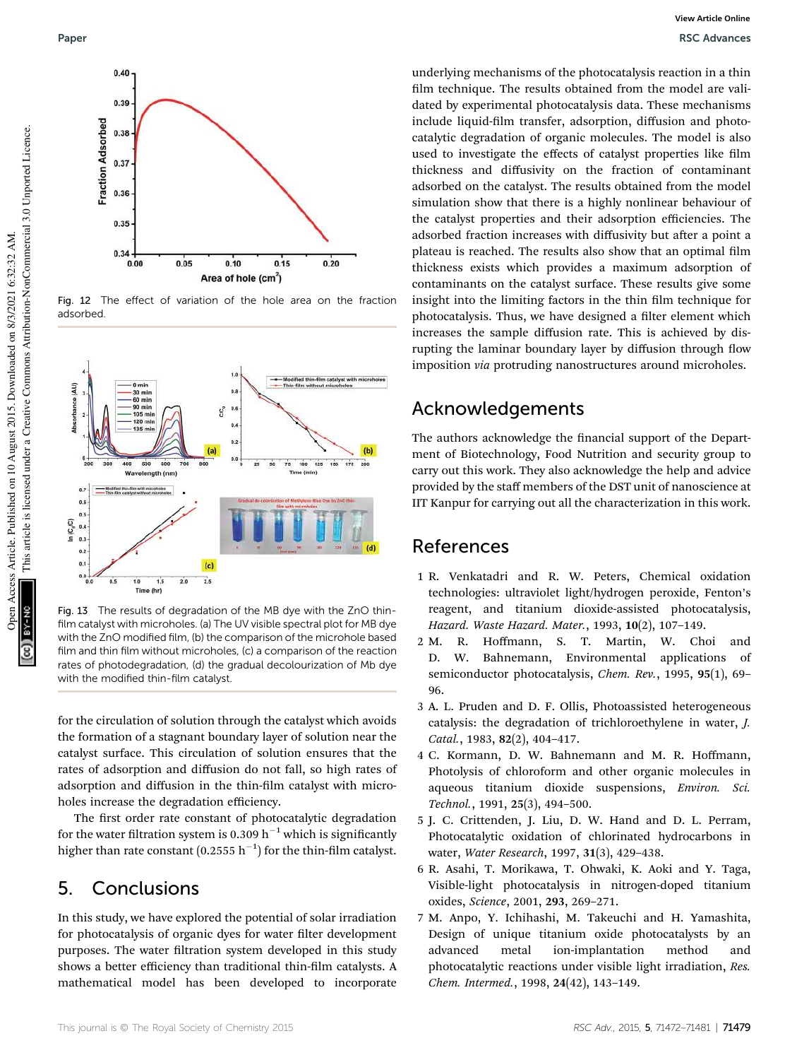Fig. 12 The effect of variation of the hole area on the fraction adsorbed.

Fig. 13 The results of degradation of the MB dye with the ZnO thin-film catalyst with microholes. (a) The UV visible spectral plot for MB dye with the ZnO modified film, (b) the comparison of the microhole based film and thin film without microholes, (c) a comparison of the reaction rates of photodegradation, (d) the gradual decolourization of Mb dye with the modified thin-film catalyst.

for the circulation of solution through the catalyst which avoids the formation of a stagnant boundary layer of solution near the catalyst surface. This circulation of solution ensures that the rates of adsorption and diffusion do not fall, so high rates of adsorption and diffusion in the thin-film catalyst with microholes increase the degradation efficiency.

The first order rate constant of photocatalytic degradation for the water filtration system is 0.309 $h^{-1}$ which is significantly higher than rate constant (0.2555 $h^{-1}$) for the thin-film catalyst.

## 5. Conclusions

In this study, we have explored the potential of solar irradiation for photocatalysis of organic dyes for water filter development purposes. The water filtration system developed in this study shows a better efficiency than traditional thin-film catalysts. A mathematical model has been developed to incorporate underlying mechanisms of the photocatalysis reaction in a thin film technique. The results obtained from the model are validated by experimental photocatalysis data. These mechanisms include liquid-film transfer, adsorption, diffusion and photocatalytic degradation of organic molecules. The model is also used to investigate the effects of catalyst properties like film thickness and diffusivity on the fraction of contaminant adsorbed on the catalyst. The results obtained from the model simulation show that there is a highly nonlinear behaviour of the catalyst properties and their adsorption efficiencies. The adsorbed fraction increases with diffusivity but after a point a plateau is reached. The results also show that an optimal film thickness exists which provides a maximum adsorption of contaminants on the catalyst surface. These results give some insight into the limiting factors in the thin film technique for photocatalysis. Thus, we have designed a filter element which increases the sample diffusion rate. This is achieved by disrupting the laminar boundary layer by diffusion through flow imposition *via* protruding nanostructures around microholes.

## Acknowledgements

The authors acknowledge the financial support of the Department of Biotechnology, Food Nutrition and security group to carry out this work. They also acknowledge the help and advice provided by the staff members of the DST unit of nanoscience at IIT Kanpur for carrying out all the characterization in this work.

## References

1. R. Venkatadri and R. W. Peters, Chemical oxidation technologies: ultraviolet light/hydrogen peroxide, Fenton's reagent, and titanium dioxide-assisted photocatalysis, *Hazard. Waste Hazard. Mater.*, 1993, **10**(2), 107–149.
2. M. R. Hoffmann, S. T. Martin, W. Choi and D. W. Bahnemann, Environmental applications of semiconductor photocatalysis, *Chem. Rev.*, 1995, **95**(1), 69–96.
3. A. L. Pruden and D. F. Ollis, Photoassisted heterogeneous catalysis: the degradation of trichloroethylene in water, *J. Catal.*, 1983, **82**(2), 404–417.
4. C. Kormann, D. W. Bahnemann and M. R. Hoffmann, Photolysis of chloroform and other organic molecules in aqueous titanium dioxide suspensions, *Environ. Sci. Technol.*, 1991, **25**(3), 494–500.
5. J. C. Crittenden, J. Liu, D. W. Hand and D. L. Perram, Photocatalytic oxidation of chlorinated hydrocarbons in water, *Water Research*, 1997, **31**(3), 429–438.
6. R. Asahi, T. Morikawa, T. Ohwaki, K. Aoki and Y. Taga, Visible-light photocatalysis in nitrogen-doped titanium oxides, *Science*, 2001, **293**, 269–271.
7. M. Anpo, Y. Ichihashi, M. Takeuchi and H. Yamashita, Design of unique titanium oxide photocatalysts by an advanced metal ion-implantation method and photocatalytic reactions under visible light irradiation, *Res. Chem. Intermed.*, 1998, **24**(42), 143–149.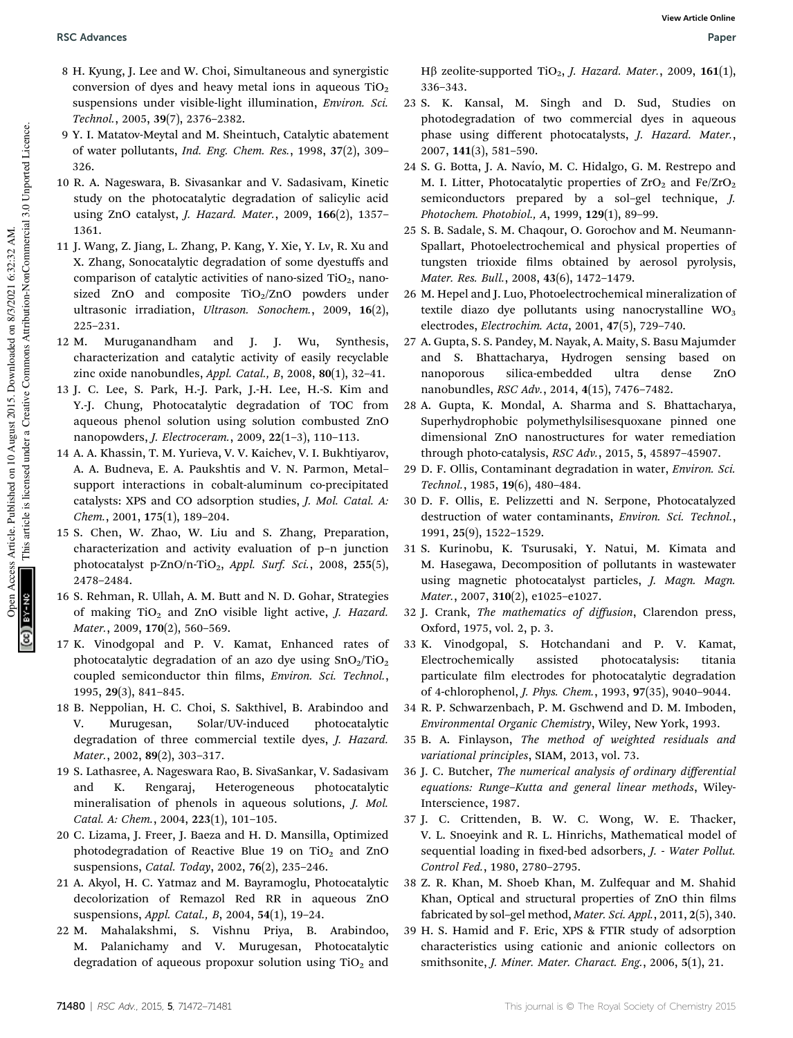8 H. Kyung, J. Lee and W. Choi, Simultaneous and synergistic conversion of dyes and heavy metal ions in aqueous $TiO_2$ suspensions under visible-light illumination, *Environ. Sci. Technol.*, 2005, **39**(7), 2376–2382.

9 Y. I. Matatov-Meytal and M. Sheintuch, Catalytic abatement of water pollutants, *Ind. Eng. Chem. Res.*, 1998, **37**(2), 309–326.

10 R. A. Nageswara, B. Sivasankar and V. Sadasivam, Kinetic study on the photocatalytic degradation of salicylic acid using ZnO catalyst, *J. Hazard. Mater.*, 2009, **166**(2), 1357–1361.

11 J. Wang, Z. Jiang, L. Zhang, P. Kang, Y. Xie, Y. Lv, R. Xu and X. Zhang, Sonocatalytic degradation of some dyestuffs and comparison of catalytic activities of nano-sized $TiO_2$, nano-sized ZnO and composite $TiO_2$/ZnO powders under ultrasonic irradiation, *Ultrason. Sonochem.*, 2009, **16**(2), 225–231.

12 M. Muruganandham and J. J. Wu, Synthesis, characterization and catalytic activity of easily recyclable zinc oxide nanobundles, *Appl. Catal., B*, 2008, **80**(1), 32–41.

13 J. C. Lee, S. Park, H.-J. Park, J.-H. Lee, H.-S. Kim and Y.-J. Chung, Photocatalytic degradation of TOC from aqueous phenol solution using solution combusted ZnO nanopowders, *J. Electroceram.*, 2009, **22**(1–3), 110–113.

14 A. A. Khassin, T. M. Yurieva, V. V. Kaichev, V. I. Bukhtiyarov, A. A. Budneva, E. A. Paukshtis and V. N. Parmon, Metal–support interactions in cobalt-aluminum co-precipitated catalysts: XPS and CO adsorption studies, *J. Mol. Catal. A: Chem.*, 2001, **175**(1), 189–204.

15 S. Chen, W. Zhao, W. Liu and S. Zhang, Preparation, characterization and activity evaluation of p–n junction photocatalyst p-ZnO/n-$TiO_2$, *Appl. Surf. Sci.*, 2008, **255**(5), 2478–2484.

16 S. Rehman, R. Ullah, A. M. Butt and N. D. Gohar, Strategies of making $TiO_2$ and ZnO visible light active, *J. Hazard. Mater.*, 2009, **170**(2), 560–569.

17 K. Vinodgopal and P. V. Kamat, Enhanced rates of photocatalytic degradation of an azo dye using $SnO_2/TiO_2$ coupled semiconductor thin films, *Environ. Sci. Technol.*, 1995, **29**(3), 841–845.

18 B. Neppolian, H. C. Choi, S. Sakthivel, B. Arabindoo and V. Murugesan, Solar/UV-induced photocatalytic degradation of three commercial textile dyes, *J. Hazard. Mater.*, 2002, **89**(2), 303–317.

19 S. Lathasree, A. Nageswara Rao, B. SivaSankar, V. Sadasivam and K. Rengaraj, Heterogeneous photocatalytic mineralisation of phenols in aqueous solutions, *J. Mol. Catal. A: Chem.*, 2004, **223**(1), 101–105.

20 C. Lizama, J. Freer, J. Baeza and H. D. Mansilla, Optimized photodegradation of Reactive Blue 19 on $TiO_2$ and ZnO suspensions, *Catal. Today*, 2002, **76**(2), 235–246.

21 A. Akyol, H. C. Yatmaz and M. Bayramoglu, Photocatalytic decolorization of Remazol Red RR in aqueous ZnO suspensions, *Appl. Catal., B*, 2004, **54**(1), 19–24.

22 M. Mahalakshmi, S. Vishnu Priya, B. Arabindoo, M. Palanichamy and V. Murugesan, Photocatalytic degradation of aqueous propoxur solution using $TiO_2$ and Hβ zeolite-supported $TiO_2$, *J. Hazard. Mater.*, 2009, **161**(1), 336–343.

23 S. K. Kansal, M. Singh and D. Sud, Studies on photodegradation of two commercial dyes in aqueous phase using different photocatalysts, *J. Hazard. Mater.*, 2007, **141**(3), 581–590.

24 S. G. Botta, J. A. Navío, M. C. Hidalgo, G. M. Restrepo and M. I. Litter, Photocatalytic properties of $ZrO_2$ and Fe/$ZrO_2$ semiconductors prepared by a sol–gel technique, *J. Photochem. Photobiol., A*, 1999, **129**(1), 89–99.

25 S. B. Sadale, S. M. Chaqour, O. Gorochov and M. Neumann-Spallart, Photoelectrochemical and physical properties of tungsten trioxide films obtained by aerosol pyrolysis, *Mater. Res. Bull.*, 2008, **43**(6), 1472–1479.

26 M. Hepel and J. Luo, Photoelectrochemical mineralization of textile diazo dye pollutants using nanocrystalline $WO_3$ electrodes, *Electrochim. Acta*, 2001, **47**(5), 729–740.

27 A. Gupta, S. S. Pandey, M. Nayak, A. Maity, S. Basu Majumder and S. Bhattacharya, Hydrogen sensing based on nanoporous silica-embedded ultra dense ZnO nanobundles, *RSC Adv.*, 2014, **4**(15), 7476–7482.

28 A. Gupta, K. Mondal, A. Sharma and S. Bhattacharya, Superhydrophobic polymethylsilisesquoxane pinned one dimensional ZnO nanostructures for water remediation through photo-catalysis, *RSC Adv.*, 2015, **5**, 45897–45907.

29 D. F. Ollis, Contaminant degradation in water, *Environ. Sci. Technol.*, 1985, **19**(6), 480–484.

30 D. F. Ollis, E. Pelizzetti and N. Serpone, Photocatalyzed destruction of water contaminants, *Environ. Sci. Technol.*, 1991, **25**(9), 1522–1529.

31 S. Kurinobu, K. Tsurusaki, Y. Natui, M. Kimata and M. Hasegawa, Decomposition of pollutants in wastewater using magnetic photocatalyst particles, *J. Magn. Magn. Mater.*, 2007, **310**(2), e1025–e1027.

32 J. Crank, *The mathematics of diffusion*, Clarendon press, Oxford, 1975, vol. 2, p. 3.

33 K. Vinodgopal, S. Hotchandani and P. V. Kamat, Electrochemically assisted photocatalysis: titania particulate film electrodes for photocatalytic degradation of 4-chlorophenol, *J. Phys. Chem.*, 1993, **97**(35), 9040–9044.

34 R. P. Schwarzenbach, P. M. Gschwend and D. M. Imboden, *Environmental Organic Chemistry*, Wiley, New York, 1993.

35 B. A. Finlayson, *The method of weighted residuals and variational principles*, SIAM, 2013, vol. 73.

36 J. C. Butcher, *The numerical analysis of ordinary differential equations: Runge–Kutta and general linear methods*, Wiley-Interscience, 1987.

37 J. C. Crittenden, B. W. C. Wong, W. E. Thacker, V. L. Snoeyink and R. L. Hinrichs, Mathematical model of sequential loading in fixed-bed adsorbers, *J. - Water Pollut. Control Fed.*, 1980, 2780–2795.

38 Z. R. Khan, M. Shoeb Khan, M. Zulfequar and M. Shahid Khan, Optical and structural properties of ZnO thin films fabricated by sol–gel method, *Mater. Sci. Appl.*, 2011, **2**(5), 340.

39 H. S. Hamid and F. Eric, XPS & FTIR study of adsorption characteristics using cationic and anionic collectors on smithsonite, *J. Miner. Mater. Charact. Eng.*, 2006, **5**(1), 21.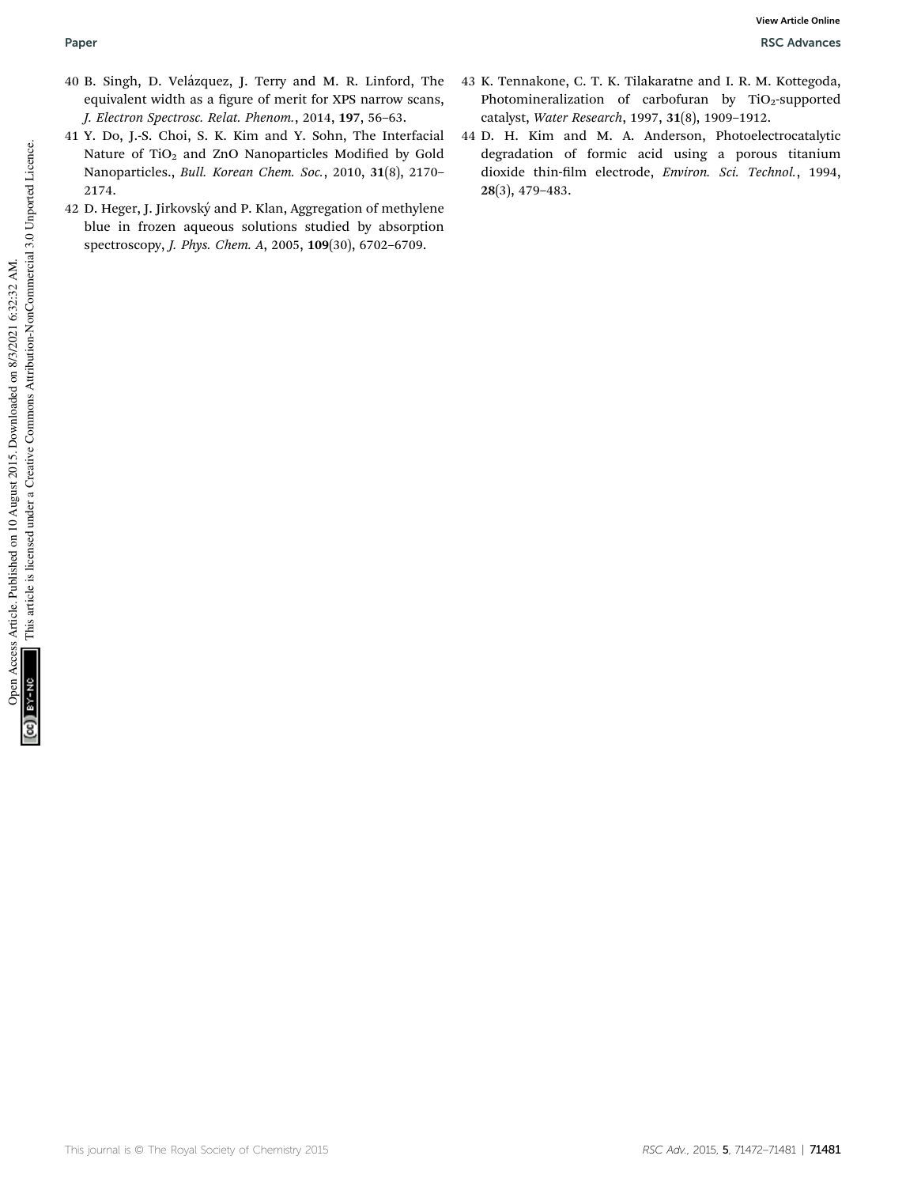40 B. Singh, D. Velázquez, J. Terry and M. R. Linford, The equivalent width as a figure of merit for XPS narrow scans, *J. Electron Spectrosc. Relat. Phenom.*, 2014, **197**, 56–63.

41 Y. Do, J.-S. Choi, S. K. Kim and Y. Sohn, The Interfacial Nature of $TiO_2$ and ZnO Nanoparticles Modified by Gold Nanoparticles., *Bull. Korean Chem. Soc.*, 2010, **31**(8), 2170–2174.

42 D. Heger, J. Jirkovský and P. Klan, Aggregation of methylene blue in frozen aqueous solutions studied by absorption spectroscopy, *J. Phys. Chem. A*, 2005, **109**(30), 6702–6709.

43 K. Tennakone, C. T. K. Tilakaratne and I. R. M. Kottegoda, Photomineralization of carbofuran by $TiO_2$-supported catalyst, *Water Research*, 1997, **31**(8), 1909–1912.

44 D. H. Kim and M. A. Anderson, Photoelectrocatalytic degradation of formic acid using a porous titanium dioxide thin-film electrode, *Environ. Sci. Technol.*, 1994, **28**(3), 479–483.